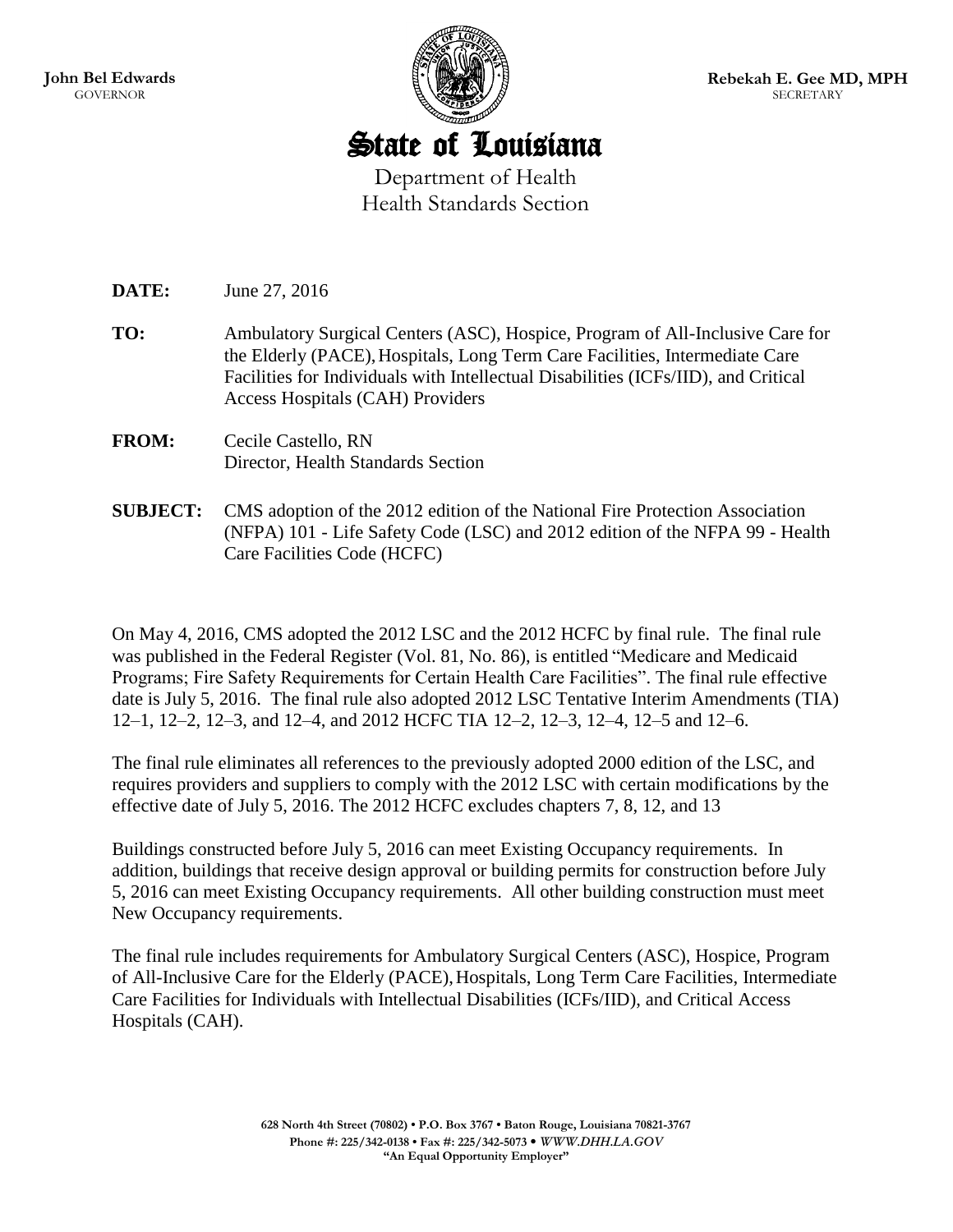**John Bel Edwards**
GOVERNOR

**Rebekah E. Gee MD, MPH**
SECRETARY

# State of Louisiana

Department of Health
Health Standards Section

**DATE:** June 27, 2016

**TO:** Ambulatory Surgical Centers (ASC), Hospice, Program of All-Inclusive Care for the Elderly (PACE), Hospitals, Long Term Care Facilities, Intermediate Care Facilities for Individuals with Intellectual Disabilities (ICFs/IID), and Critical Access Hospitals (CAH) Providers

**FROM:** Cecile Castello, RN
Director, Health Standards Section

**SUBJECT:** CMS adoption of the 2012 edition of the National Fire Protection Association (NFPA) 101 - Life Safety Code (LSC) and 2012 edition of the NFPA 99 - Health Care Facilities Code (HCFC)

On May 4, 2016, CMS adopted the 2012 LSC and the 2012 HCFC by final rule. The final rule was published in the Federal Register (Vol. 81, No. 86), is entitled "Medicare and Medicaid Programs; Fire Safety Requirements for Certain Health Care Facilities". The final rule effective date is July 5, 2016. The final rule also adopted 2012 LSC Tentative Interim Amendments (TIA) 12–1, 12–2, 12–3, and 12–4, and 2012 HCFC TIA 12–2, 12–3, 12–4, 12–5 and 12–6.

The final rule eliminates all references to the previously adopted 2000 edition of the LSC, and requires providers and suppliers to comply with the 2012 LSC with certain modifications by the effective date of July 5, 2016. The 2012 HCFC excludes chapters 7, 8, 12, and 13

Buildings constructed before July 5, 2016 can meet Existing Occupancy requirements. In addition, buildings that receive design approval or building permits for construction before July 5, 2016 can meet Existing Occupancy requirements. All other building construction must meet New Occupancy requirements.

The final rule includes requirements for Ambulatory Surgical Centers (ASC), Hospice, Program of All-Inclusive Care for the Elderly (PACE), Hospitals, Long Term Care Facilities, Intermediate Care Facilities for Individuals with Intellectual Disabilities (ICFs/IID), and Critical Access Hospitals (CAH).

**628 North 4th Street (70802) • P.O. Box 3767 • Baton Rouge, Louisiana 70821-3767**
**Phone #: 225/342-0138 • Fax #: 225/342-5073 •** ***WWW.DHH.LA.GOV***
**"An Equal Opportunity Employer"**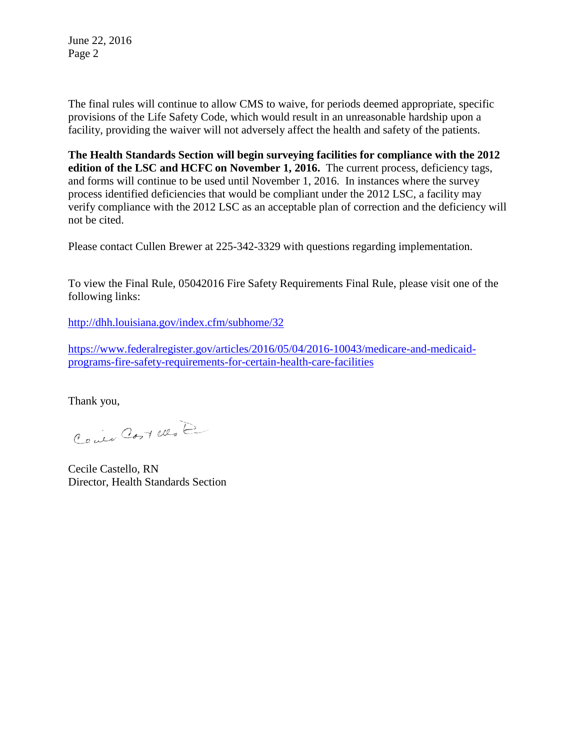The final rules will continue to allow CMS to waive, for periods deemed appropriate, specific provisions of the Life Safety Code, which would result in an unreasonable hardship upon a facility, providing the waiver will not adversely affect the health and safety of the patients.

**The Health Standards Section will begin surveying facilities for compliance with the 2012 edition of the LSC and HCFC on November 1, 2016.** The current process, deficiency tags, and forms will continue to be used until November 1, 2016. In instances where the survey process identified deficiencies that would be compliant under the 2012 LSC, a facility may verify compliance with the 2012 LSC as an acceptable plan of correction and the deficiency will not be cited.

Please contact Cullen Brewer at 225-342-3329 with questions regarding implementation.

To view the Final Rule, 05042016 Fire Safety Requirements Final Rule, please visit one of the following links:

http://dhh.louisiana.gov/index.cfm/subhome/32

https://www.federalregister.gov/articles/2016/05/04/2016-10043/medicare-and-medicaid-programs-fire-safety-requirements-for-certain-health-care-facilities

Thank you,

Cecile Castello, RN
Director, Health Standards Section